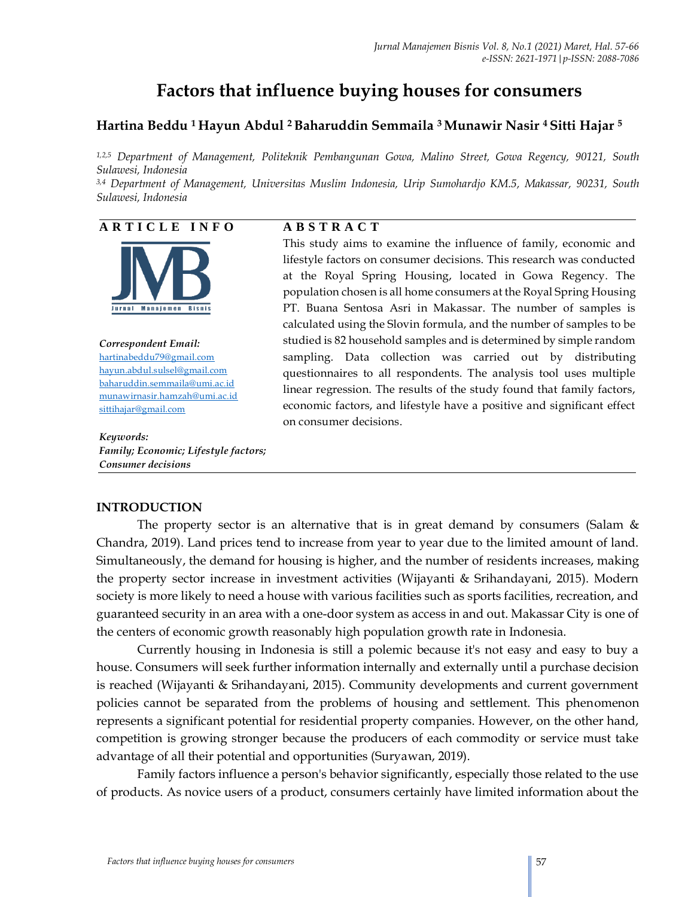# Factors that influence buying houses for consumers

**Hartina Beddu [1] Hayun Abdul [2] Baharuddin Semmaila [3] Munawir Nasir [4] Sitti Hajar [5]**

*[1,2,5] Department of Management, Politeknik Pembangunan Gowa, Malino Street, Gowa Regency, 90121, South Sulawesi, Indonesia*
*[3,4] Department of Management, Universitas Muslim Indonesia, Urip Sumohardjo KM.5, Makassar, 90231, South Sulawesi, Indonesia*

---

**ARTICLE INFO**

***Correspondent Email:***
hartinabeddu79@gmail.com
hayun.abdul.sulsel@gmail.com
baharuddin.semmaila@umi.ac.id
munawirnasir.hamzah@umi.ac.id
sittihajar@gmail.com

***Keywords:***
***Family; Economic; Lifestyle factors; Consumer decisions***

**ABSTRACT**

This study aims to examine the influence of family, economic and lifestyle factors on consumer decisions. This research was conducted at the Royal Spring Housing, located in Gowa Regency. The population chosen is all home consumers at the Royal Spring Housing PT. Buana Sentosa Asri in Makassar. The number of samples is calculated using the Slovin formula, and the number of samples to be studied is 82 household samples and is determined by simple random sampling. Data collection was carried out by distributing questionnaires to all respondents. The analysis tool uses multiple linear regression. The results of the study found that family factors, economic factors, and lifestyle have a positive and significant effect on consumer decisions.

---

## INTRODUCTION

The property sector is an alternative that is in great demand by consumers (Salam & Chandra, 2019). Land prices tend to increase from year to year due to the limited amount of land. Simultaneously, the demand for housing is higher, and the number of residents increases, making the property sector increase in investment activities (Wijayanti & Srihandayani, 2015). Modern society is more likely to need a house with various facilities such as sports facilities, recreation, and guaranteed security in an area with a one-door system as access in and out. Makassar City is one of the centers of economic growth reasonably high population growth rate in Indonesia.

Currently housing in Indonesia is still a polemic because it's not easy and easy to buy a house. Consumers will seek further information internally and externally until a purchase decision is reached (Wijayanti & Srihandayani, 2015). Community developments and current government policies cannot be separated from the problems of housing and settlement. This phenomenon represents a significant potential for residential property companies. However, on the other hand, competition is growing stronger because the producers of each commodity or service must take advantage of all their potential and opportunities (Suryawan, 2019).

Family factors influence a person's behavior significantly, especially those related to the use of products. As novice users of a product, consumers certainly have limited information about the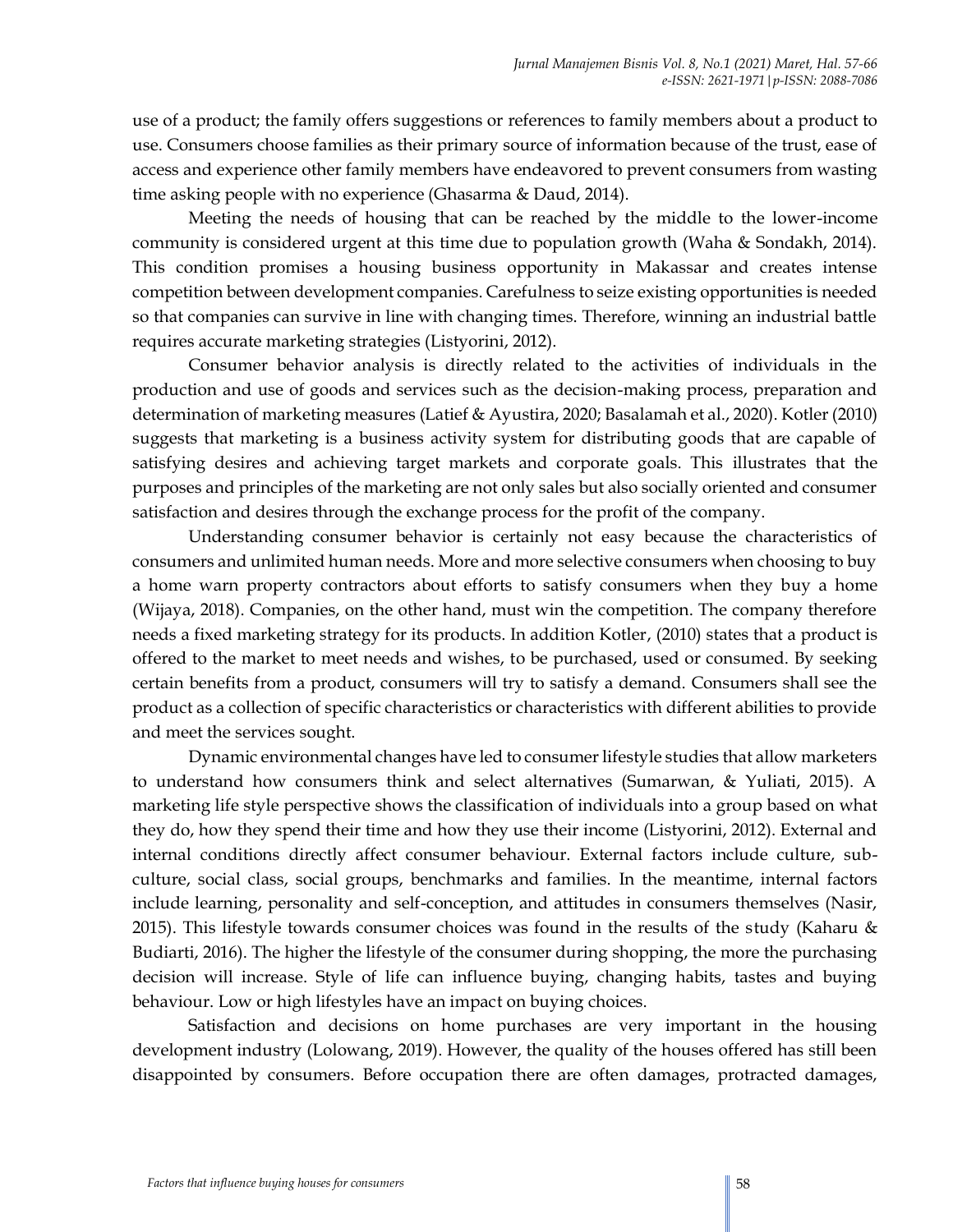use of a product; the family offers suggestions or references to family members about a product to use. Consumers choose families as their primary source of information because of the trust, ease of access and experience other family members have endeavored to prevent consumers from wasting time asking people with no experience (Ghasarma & Daud, 2014).

Meeting the needs of housing that can be reached by the middle to the lower-income community is considered urgent at this time due to population growth (Waha & Sondakh, 2014). This condition promises a housing business opportunity in Makassar and creates intense competition between development companies. Carefulness to seize existing opportunities is needed so that companies can survive in line with changing times. Therefore, winning an industrial battle requires accurate marketing strategies (Listyorini, 2012).

Consumer behavior analysis is directly related to the activities of individuals in the production and use of goods and services such as the decision-making process, preparation and determination of marketing measures (Latief & Ayustira, 2020; Basalamah et al., 2020). Kotler (2010) suggests that marketing is a business activity system for distributing goods that are capable of satisfying desires and achieving target markets and corporate goals. This illustrates that the purposes and principles of the marketing are not only sales but also socially oriented and consumer satisfaction and desires through the exchange process for the profit of the company.

Understanding consumer behavior is certainly not easy because the characteristics of consumers and unlimited human needs. More and more selective consumers when choosing to buy a home warn property contractors about efforts to satisfy consumers when they buy a home (Wijaya, 2018). Companies, on the other hand, must win the competition. The company therefore needs a fixed marketing strategy for its products. In addition Kotler, (2010) states that a product is offered to the market to meet needs and wishes, to be purchased, used or consumed. By seeking certain benefits from a product, consumers will try to satisfy a demand. Consumers shall see the product as a collection of specific characteristics or characteristics with different abilities to provide and meet the services sought.

Dynamic environmental changes have led to consumer lifestyle studies that allow marketers to understand how consumers think and select alternatives (Sumarwan, & Yuliati, 2015). A marketing life style perspective shows the classification of individuals into a group based on what they do, how they spend their time and how they use their income (Listyorini, 2012). External and internal conditions directly affect consumer behaviour. External factors include culture, sub-culture, social class, social groups, benchmarks and families. In the meantime, internal factors include learning, personality and self-conception, and attitudes in consumers themselves (Nasir, 2015). This lifestyle towards consumer choices was found in the results of the study (Kaharu & Budiarti, 2016). The higher the lifestyle of the consumer during shopping, the more the purchasing decision will increase. Style of life can influence buying, changing habits, tastes and buying behaviour. Low or high lifestyles have an impact on buying choices.

Satisfaction and decisions on home purchases are very important in the housing development industry (Lolowang, 2019). However, the quality of the houses offered has still been disappointed by consumers. Before occupation there are often damages, protracted damages,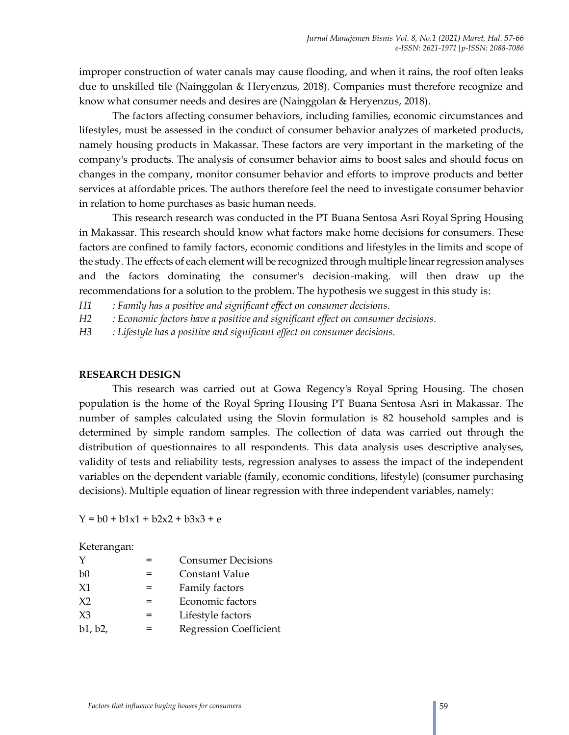improper construction of water canals may cause flooding, and when it rains, the roof often leaks due to unskilled tile (Nainggolan & Heryenzus, 2018). Companies must therefore recognize and know what consumer needs and desires are (Nainggolan & Heryenzus, 2018).

The factors affecting consumer behaviors, including families, economic circumstances and lifestyles, must be assessed in the conduct of consumer behavior analyzes of marketed products, namely housing products in Makassar. These factors are very important in the marketing of the company's products. The analysis of consumer behavior aims to boost sales and should focus on changes in the company, monitor consumer behavior and efforts to improve products and better services at affordable prices. The authors therefore feel the need to investigate consumer behavior in relation to home purchases as basic human needs.

This research research was conducted in the PT Buana Sentosa Asri Royal Spring Housing in Makassar. This research should know what factors make home decisions for consumers. These factors are confined to family factors, economic conditions and lifestyles in the limits and scope of the study. The effects of each element will be recognized through multiple linear regression analyses and the factors dominating the consumer's decision-making. will then draw up the recommendations for a solution to the problem. The hypothesis we suggest in this study is:

*H1 : Family has a positive and significant effect on consumer decisions.*

*H2 : Economic factors have a positive and significant effect on consumer decisions.*

*H3 : Lifestyle has a positive and significant effect on consumer decisions.*

## RESEARCH DESIGN

This research was carried out at Gowa Regency's Royal Spring Housing. The chosen population is the home of the Royal Spring Housing PT Buana Sentosa Asri in Makassar. The number of samples calculated using the Slovin formulation is 82 household samples and is determined by simple random samples. The collection of data was carried out through the distribution of questionnaires to all respondents. This data analysis uses descriptive analyses, validity of tests and reliability tests, regression analyses to assess the impact of the independent variables on the dependent variable (family, economic conditions, lifestyle) (consumer purchasing decisions). Multiple equation of linear regression with three independent variables, namely:

$$Y = b0 + b1x1 + b2x2 + b3x3 + e$$

Keterangan:

| | | |
|---|---|---|
| Y | = | Consumer Decisions |
| b0 | = | Constant Value |
| X1 | = | Family factors |
| X2 | = | Economic factors |
| X3 | = | Lifestyle factors |
| b1, b2, | = | Regression Coefficient |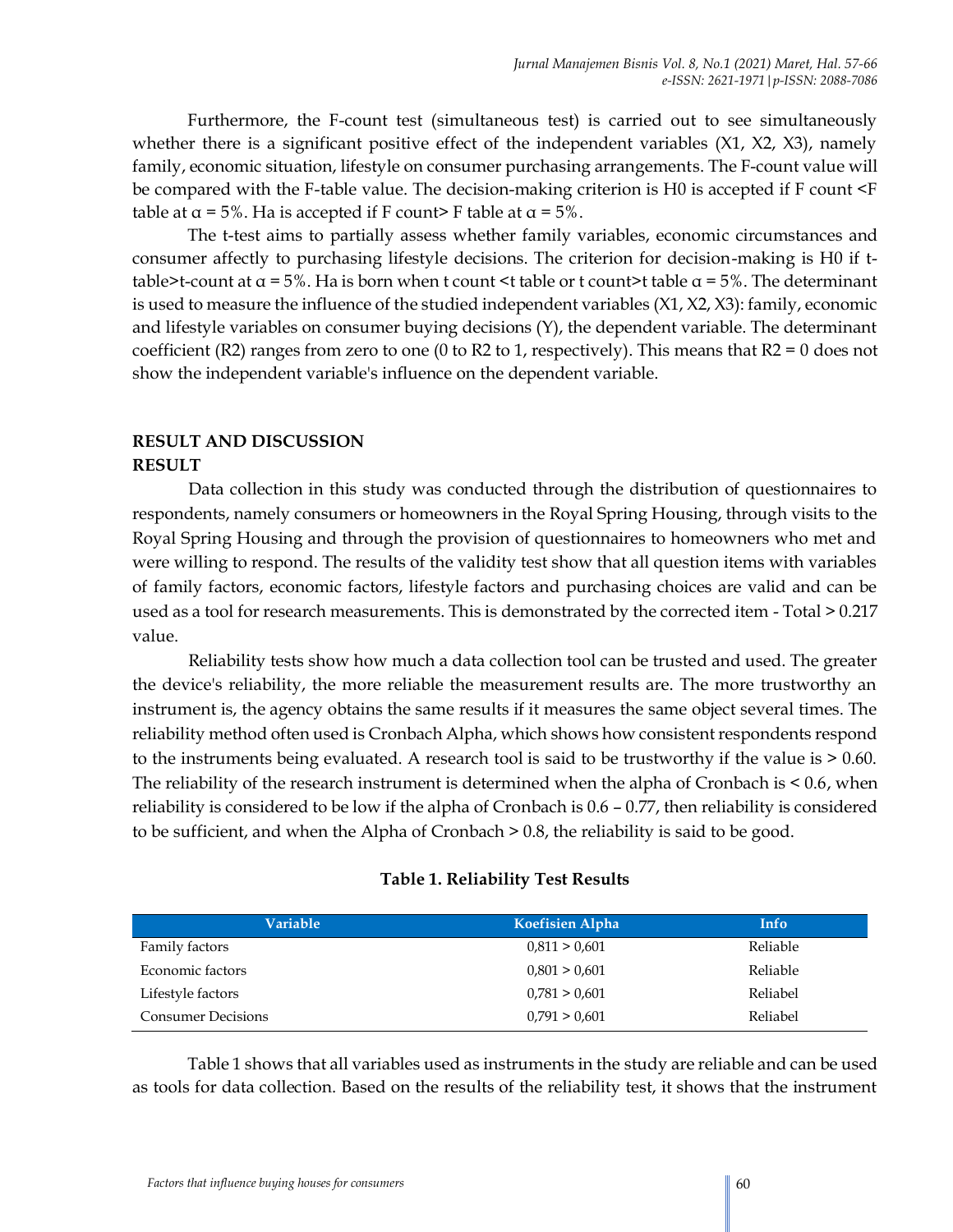Furthermore, the F-count test (simultaneous test) is carried out to see simultaneously whether there is a significant positive effect of the independent variables (X1, X2, X3), namely family, economic situation, lifestyle on consumer purchasing arrangements. The F-count value will be compared with the F-table value. The decision-making criterion is H0 is accepted if F count <F table at $\alpha = 5\%$. Ha is accepted if F count> F table at $\alpha = 5\%$.

The t-test aims to partially assess whether family variables, economic circumstances and consumer affectly to purchasing lifestyle decisions. The criterion for decision-making is H0 if t-table>t-count at $\alpha = 5\%$. Ha is born when t count <t table or t count>t table $\alpha = 5\%$. The determinant is used to measure the influence of the studied independent variables (X1, X2, X3): family, economic and lifestyle variables on consumer buying decisions (Y), the dependent variable. The determinant coefficient (R2) ranges from zero to one (0 to R2 to 1, respectively). This means that R2 = 0 does not show the independent variable's influence on the dependent variable.

## RESULT AND DISCUSSION

### RESULT

Data collection in this study was conducted through the distribution of questionnaires to respondents, namely consumers or homeowners in the Royal Spring Housing, through visits to the Royal Spring Housing and through the provision of questionnaires to homeowners who met and were willing to respond. The results of the validity test show that all question items with variables of family factors, economic factors, lifestyle factors and purchasing choices are valid and can be used as a tool for research measurements. This is demonstrated by the corrected item - Total > 0.217 value.

Reliability tests show how much a data collection tool can be trusted and used. The greater the device's reliability, the more reliable the measurement results are. The more trustworthy an instrument is, the agency obtains the same results if it measures the same object several times. The reliability method often used is Cronbach Alpha, which shows how consistent respondents respond to the instruments being evaluated. A research tool is said to be trustworthy if the value is > 0.60. The reliability of the research instrument is determined when the alpha of Cronbach is < 0.6, when reliability is considered to be low if the alpha of Cronbach is 0.6 – 0.77, then reliability is considered to be sufficient, and when the Alpha of Cronbach > 0.8, the reliability is said to be good.

**Table 1. Reliability Test Results**

| Variable | Koefisien Alpha | Info |
|---|---|---|
| Family factors | 0,811 > 0,601 | Reliable |
| Economic factors | 0,801 > 0,601 | Reliable |
| Lifestyle factors | 0,781 > 0,601 | Reliabel |
| Consumer Decisions | 0,791 > 0,601 | Reliabel |

Table 1 shows that all variables used as instruments in the study are reliable and can be used as tools for data collection. Based on the results of the reliability test, it shows that the instrument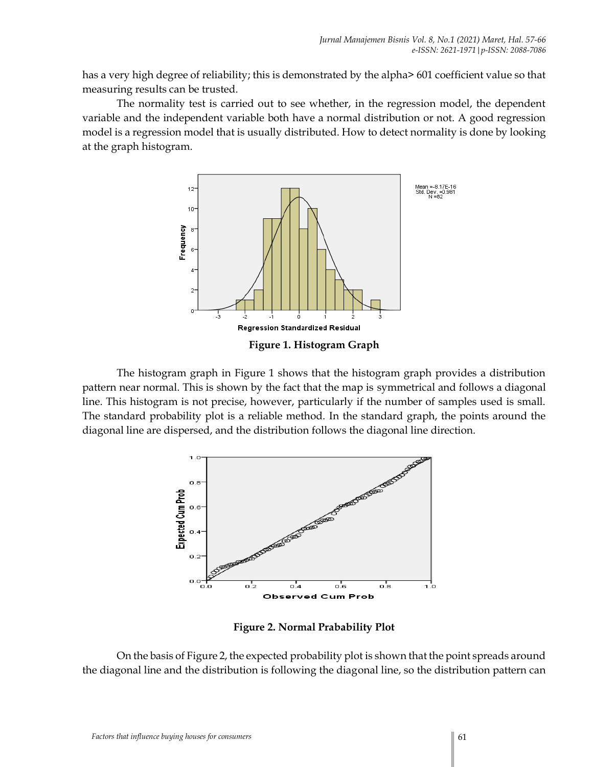has a very high degree of reliability; this is demonstrated by the alpha> 601 coefficient value so that measuring results can be trusted.

The normality test is carried out to see whether, in the regression model, the dependent variable and the independent variable both have a normal distribution or not. A good regression model is a regression model that is usually distributed. How to detect normality is done by looking at the graph histogram.

Mean =-8.17E-16
Std. Dev. =0.981
N =82

Frequency

Regression Standardized Residual

**Figure 1. Histogram Graph**

The histogram graph in Figure 1 shows that the histogram graph provides a distribution pattern near normal. This is shown by the fact that the map is symmetrical and follows a diagonal line. This histogram is not precise, however, particularly if the number of samples used is small. The standard probability plot is a reliable method. In the standard graph, the points around the diagonal line are dispersed, and the distribution follows the diagonal line direction.

Expected Cum Prob

Observed Cum Prob

**Figure 2. Normal Prabability Plot**

On the basis of Figure 2, the expected probability plot is shown that the point spreads around the diagonal line and the distribution is following the diagonal line, so the distribution pattern can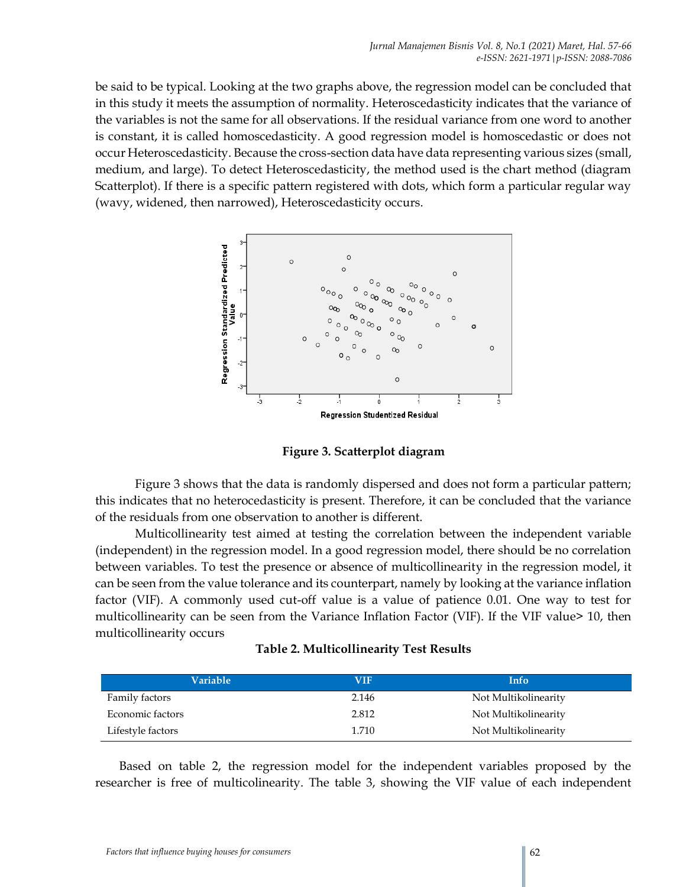be said to be typical. Looking at the two graphs above, the regression model can be concluded that in this study it meets the assumption of normality. Heteroscedasticity indicates that the variance of the variables is not the same for all observations. If the residual variance from one word to another is constant, it is called homoscedasticity. A good regression model is homoscedastic or does not occur Heteroscedasticity. Because the cross-section data have data representing various sizes (small, medium, and large). To detect Heteroscedasticity, the method used is the chart method (diagram Scatterplot). If there is a specific pattern registered with dots, which form a particular regular way (wavy, widened, then narrowed), Heteroscedasticity occurs.

Regression Standardized Predicted Value

3
2
1
0
-1
-2
-3

-3 -2 -1 0 1 2 3

Regression Studentized Residual

**Figure 3. Scatterplot diagram**

Figure 3 shows that the data is randomly dispersed and does not form a particular pattern; this indicates that no heterocedasticity is present. Therefore, it can be concluded that the variance of the residuals from one observation to another is different.

Multicollinearity test aimed at testing the correlation between the independent variable (independent) in the regression model. In a good regression model, there should be no correlation between variables. To test the presence or absence of multicollinearity in the regression model, it can be seen from the value tolerance and its counterpart, namely by looking at the variance inflation factor (VIF). A commonly used cut-off value is a value of patience 0.01. One way to test for multicollinearity can be seen from the Variance Inflation Factor (VIF). If the VIF value> 10, then multicollinearity occurs

**Table 2. Multicollinearity Test Results**

| Variable | VIF | Info |
|---|---|---|
| Family factors | 2.146 | Not Multikolinearity |
| Economic factors | 2.812 | Not Multikolinearity |
| Lifestyle factors | 1.710 | Not Multikolinearity |

Based on table 2, the regression model for the independent variables proposed by the researcher is free of multicolinearity. The table 3, showing the VIF value of each independent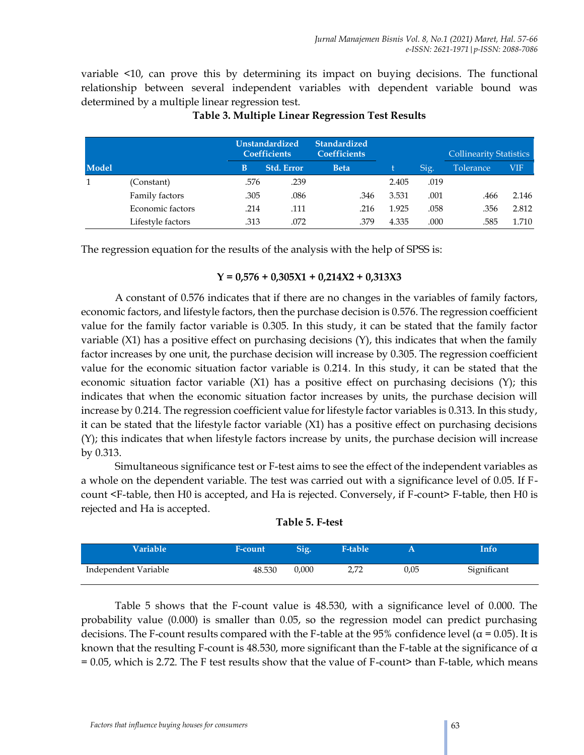variable <10, can prove this by determining its impact on buying decisions. The functional relationship between several independent variables with dependent variable bound was determined by a multiple linear regression test.

**Table 3. Multiple Linear Regression Test Results**

| Model | | Unstandardized Coefficients | | Standardized Coefficients | | | Collinearity Statistics | |
|---|---|---|---|---|---|---|---|---|
| | | B | Std. Error | Beta | t | Sig. | Tolerance | VIF |
| 1 | (Constant) | .576 | .239 | | 2.405 | .019 | | |
| | Family factors | .305 | .086 | .346 | 3.531 | .001 | .466 | 2.146 |
| | Economic factors | .214 | .111 | .216 | 1.925 | .058 | .356 | 2.812 |
| | Lifestyle factors | .313 | .072 | .379 | 4.335 | .000 | .585 | 1.710 |

The regression equation for the results of the analysis with the help of SPSS is:

$$Y = 0{,}576 + 0{,}305X1 + 0{,}214X2 + 0{,}313X3$$

A constant of 0.576 indicates that if there are no changes in the variables of family factors, economic factors, and lifestyle factors, then the purchase decision is 0.576. The regression coefficient value for the family factor variable is 0.305. In this study, it can be stated that the family factor variable (X1) has a positive effect on purchasing decisions (Y), this indicates that when the family factor increases by one unit, the purchase decision will increase by 0.305. The regression coefficient value for the economic situation factor variable is 0.214. In this study, it can be stated that the economic situation factor variable (X1) has a positive effect on purchasing decisions (Y); this indicates that when the economic situation factor increases by units, the purchase decision will increase by 0.214. The regression coefficient value for lifestyle factor variables is 0.313. In this study, it can be stated that the lifestyle factor variable (X1) has a positive effect on purchasing decisions (Y); this indicates that when lifestyle factors increase by units, the purchase decision will increase by 0.313.

Simultaneous significance test or F-test aims to see the effect of the independent variables as a whole on the dependent variable. The test was carried out with a significance level of 0.05. If F-count <F-table, then H0 is accepted, and Ha is rejected. Conversely, if F-count> F-table, then H0 is rejected and Ha is accepted.

**Table 5. F-test**

| Variable | F-count | Sig. | F-table | Α | Info |
|---|---|---|---|---|---|
| Independent Variable | 48.530 | 0,000 | 2,72 | 0,05 | Significant |

Table 5 shows that the F-count value is 48.530, with a significance level of 0.000. The probability value (0.000) is smaller than 0.05, so the regression model can predict purchasing decisions. The F-count results compared with the F-table at the 95% confidence level ($\alpha = 0.05$). It is known that the resulting F-count is 48.530, more significant than the F-table at the significance of $\alpha = 0.05$, which is 2.72. The F test results show that the value of F-count> than F-table, which means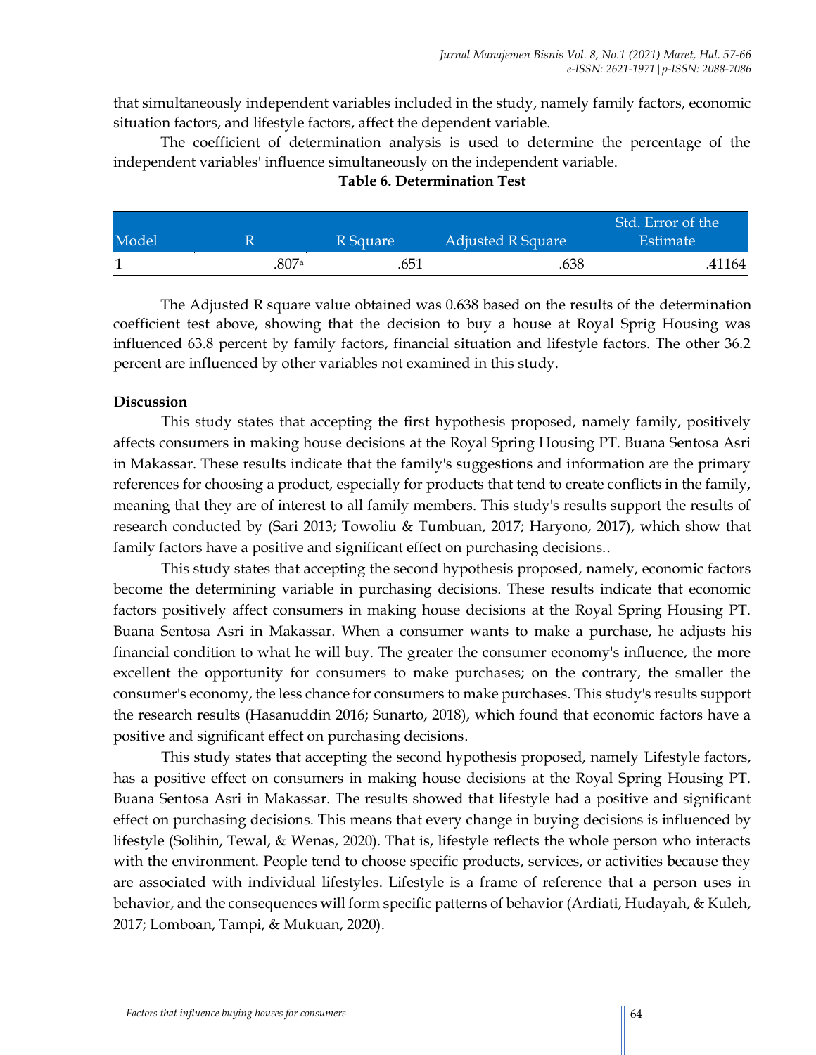that simultaneously independent variables included in the study, namely family factors, economic situation factors, and lifestyle factors, affect the dependent variable.

The coefficient of determination analysis is used to determine the percentage of the independent variables' influence simultaneously on the independent variable.

**Table 6. Determination Test**

| Model | R | R Square | Adjusted R Square | Std. Error of the Estimate |
|---|---|---|---|---|
| 1 | .807[a] | .651 | .638 | .41164 |

The Adjusted R square value obtained was 0.638 based on the results of the determination coefficient test above, showing that the decision to buy a house at Royal Sprig Housing was influenced 63.8 percent by family factors, financial situation and lifestyle factors. The other 36.2 percent are influenced by other variables not examined in this study.

**Discussion**

This study states that accepting the first hypothesis proposed, namely family, positively affects consumers in making house decisions at the Royal Spring Housing PT. Buana Sentosa Asri in Makassar. These results indicate that the family's suggestions and information are the primary references for choosing a product, especially for products that tend to create conflicts in the family, meaning that they are of interest to all family members. This study's results support the results of research conducted by (Sari 2013; Towoliu & Tumbuan, 2017; Haryono, 2017), which show that family factors have a positive and significant effect on purchasing decisions..

This study states that accepting the second hypothesis proposed, namely, economic factors become the determining variable in purchasing decisions. These results indicate that economic factors positively affect consumers in making house decisions at the Royal Spring Housing PT. Buana Sentosa Asri in Makassar. When a consumer wants to make a purchase, he adjusts his financial condition to what he will buy. The greater the consumer economy's influence, the more excellent the opportunity for consumers to make purchases; on the contrary, the smaller the consumer's economy, the less chance for consumers to make purchases. This study's results support the research results (Hasanuddin 2016; Sunarto, 2018), which found that economic factors have a positive and significant effect on purchasing decisions.

This study states that accepting the second hypothesis proposed, namely Lifestyle factors, has a positive effect on consumers in making house decisions at the Royal Spring Housing PT. Buana Sentosa Asri in Makassar. The results showed that lifestyle had a positive and significant effect on purchasing decisions. This means that every change in buying decisions is influenced by lifestyle (Solihin, Tewal, & Wenas, 2020). That is, lifestyle reflects the whole person who interacts with the environment. People tend to choose specific products, services, or activities because they are associated with individual lifestyles. Lifestyle is a frame of reference that a person uses in behavior, and the consequences will form specific patterns of behavior (Ardiati, Hudayah, & Kuleh, 2017; Lomboan, Tampi, & Mukuan, 2020).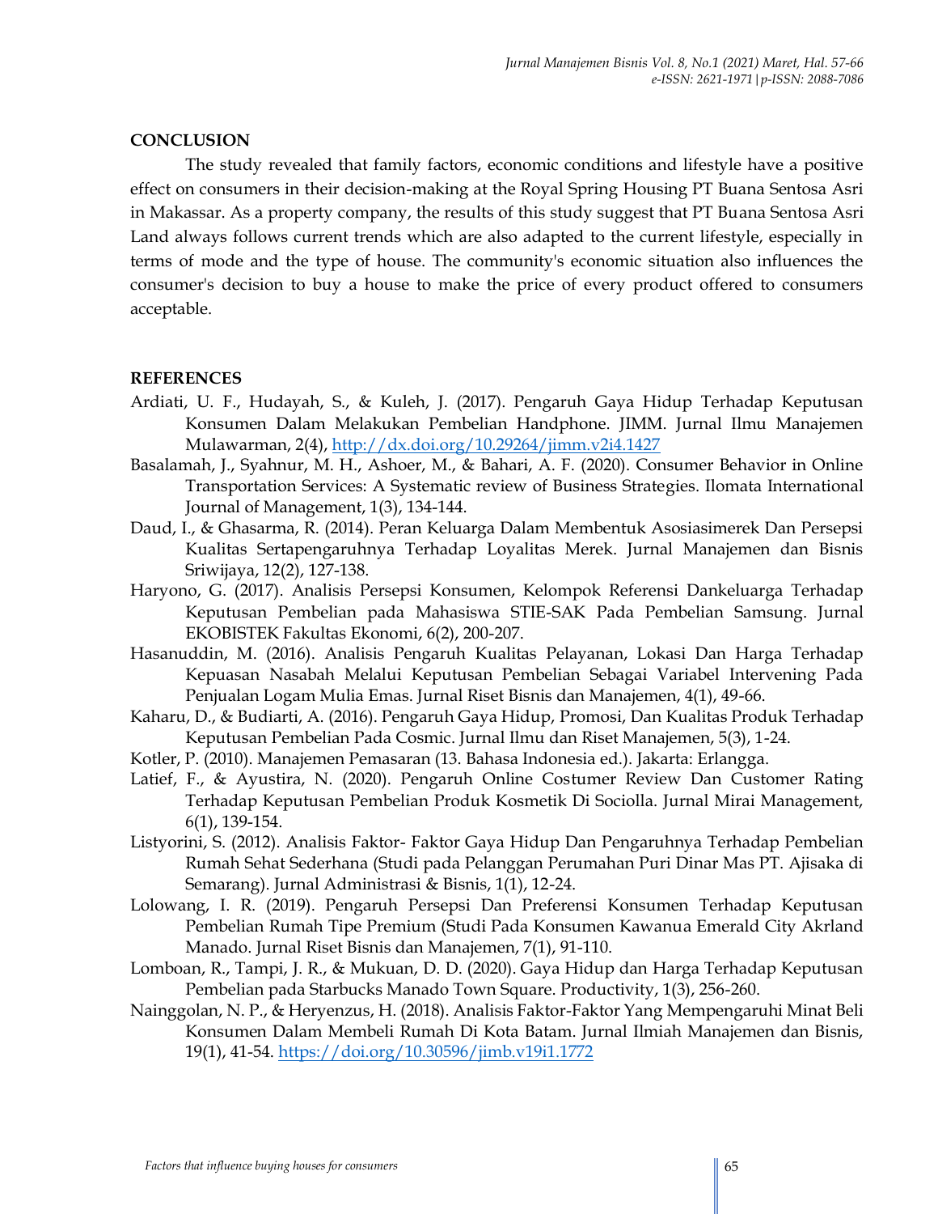## CONCLUSION

The study revealed that family factors, economic conditions and lifestyle have a positive effect on consumers in their decision-making at the Royal Spring Housing PT Buana Sentosa Asri in Makassar. As a property company, the results of this study suggest that PT Buana Sentosa Asri Land always follows current trends which are also adapted to the current lifestyle, especially in terms of mode and the type of house. The community's economic situation also influences the consumer's decision to buy a house to make the price of every product offered to consumers acceptable.

## REFERENCES

Ardiati, U. F., Hudayah, S., & Kuleh, J. (2017). Pengaruh Gaya Hidup Terhadap Keputusan Konsumen Dalam Melakukan Pembelian Handphone. JIMM. Jurnal Ilmu Manajemen Mulawarman, 2(4), http://dx.doi.org/10.29264/jimm.v2i4.1427

Basalamah, J., Syahnur, M. H., Ashoer, M., & Bahari, A. F. (2020). Consumer Behavior in Online Transportation Services: A Systematic review of Business Strategies. Ilomata International Journal of Management, 1(3), 134-144.

Daud, I., & Ghasarma, R. (2014). Peran Keluarga Dalam Membentuk Asosiasimerek Dan Persepsi Kualitas Sertapengaruhnya Terhadap Loyalitas Merek. Jurnal Manajemen dan Bisnis Sriwijaya, 12(2), 127-138.

Haryono, G. (2017). Analisis Persepsi Konsumen, Kelompok Referensi Dankeluarga Terhadap Keputusan Pembelian pada Mahasiswa STIE-SAK Pada Pembelian Samsung. Jurnal EKOBISTEK Fakultas Ekonomi, 6(2), 200-207.

Hasanuddin, M. (2016). Analisis Pengaruh Kualitas Pelayanan, Lokasi Dan Harga Terhadap Kepuasan Nasabah Melalui Keputusan Pembelian Sebagai Variabel Intervening Pada Penjualan Logam Mulia Emas. Jurnal Riset Bisnis dan Manajemen, 4(1), 49-66.

Kaharu, D., & Budiarti, A. (2016). Pengaruh Gaya Hidup, Promosi, Dan Kualitas Produk Terhadap Keputusan Pembelian Pada Cosmic. Jurnal Ilmu dan Riset Manajemen, 5(3), 1-24.

Kotler, P. (2010). Manajemen Pemasaran (13. Bahasa Indonesia ed.). Jakarta: Erlangga.

Latief, F., & Ayustira, N. (2020). Pengaruh Online Costumer Review Dan Customer Rating Terhadap Keputusan Pembelian Produk Kosmetik Di Sociolla. Jurnal Mirai Management, 6(1), 139-154.

Listyorini, S. (2012). Analisis Faktor- Faktor Gaya Hidup Dan Pengaruhnya Terhadap Pembelian Rumah Sehat Sederhana (Studi pada Pelanggan Perumahan Puri Dinar Mas PT. Ajisaka di Semarang). Jurnal Administrasi & Bisnis, 1(1), 12-24.

Lolowang, I. R. (2019). Pengaruh Persepsi Dan Preferensi Konsumen Terhadap Keputusan Pembelian Rumah Tipe Premium (Studi Pada Konsumen Kawanua Emerald City Akrland Manado. Jurnal Riset Bisnis dan Manajemen, 7(1), 91-110.

Lomboan, R., Tampi, J. R., & Mukuan, D. D. (2020). Gaya Hidup dan Harga Terhadap Keputusan Pembelian pada Starbucks Manado Town Square. Productivity, 1(3), 256-260.

Nainggolan, N. P., & Heryenzus, H. (2018). Analisis Faktor-Faktor Yang Mempengaruhi Minat Beli Konsumen Dalam Membeli Rumah Di Kota Batam. Jurnal Ilmiah Manajemen dan Bisnis, 19(1), 41-54. https://doi.org/10.30596/jimb.v19i1.1772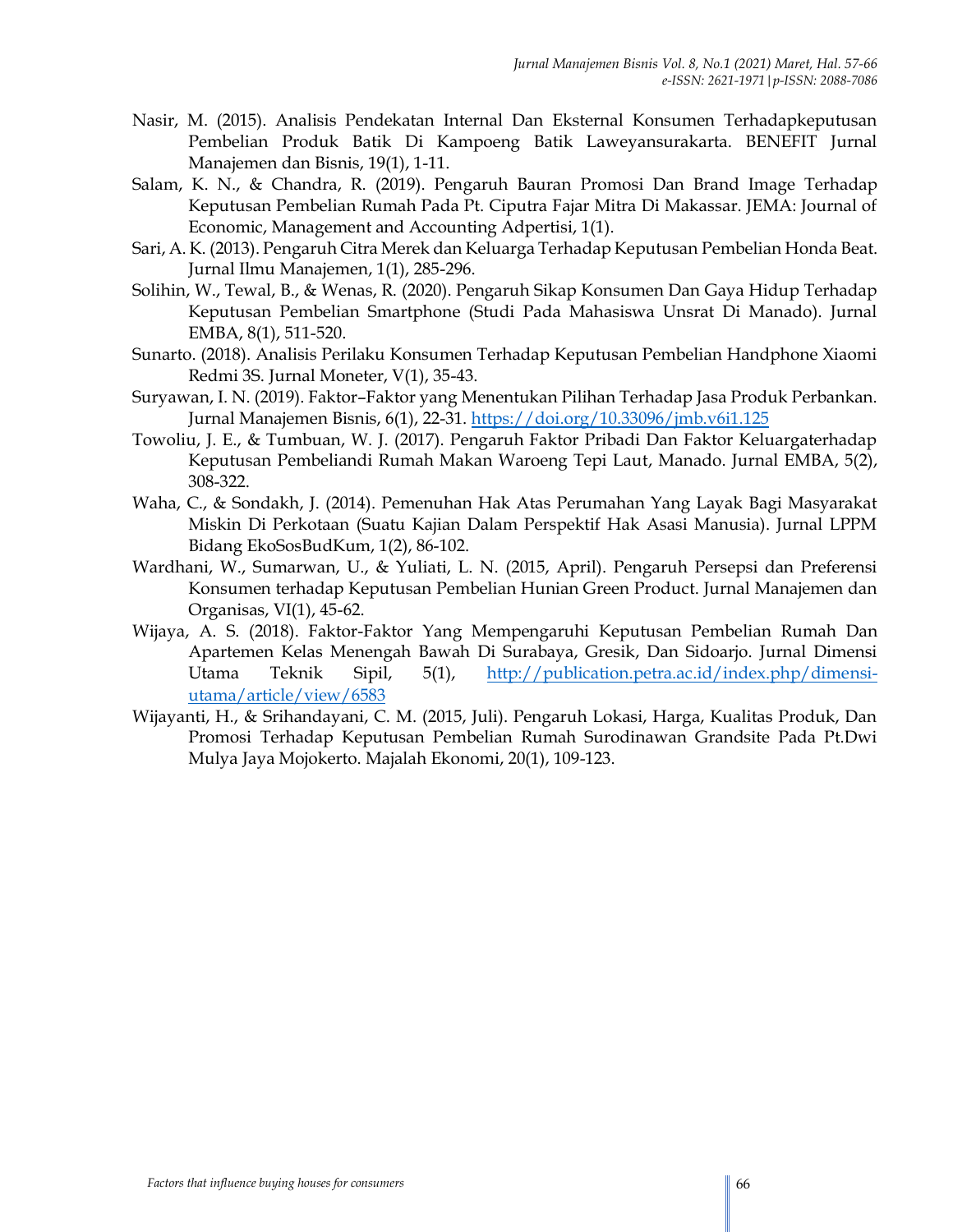Nasir, M. (2015). Analisis Pendekatan Internal Dan Eksternal Konsumen Terhadapkeputusan Pembelian Produk Batik Di Kampoeng Batik Laweyansurakarta. BENEFIT Jurnal Manajemen dan Bisnis, 19(1), 1-11.

Salam, K. N., & Chandra, R. (2019). Pengaruh Bauran Promosi Dan Brand Image Terhadap Keputusan Pembelian Rumah Pada Pt. Ciputra Fajar Mitra Di Makassar. JEMA: Journal of Economic, Management and Accounting Adpertisi, 1(1).

Sari, A. K. (2013). Pengaruh Citra Merek dan Keluarga Terhadap Keputusan Pembelian Honda Beat. Jurnal Ilmu Manajemen, 1(1), 285-296.

Solihin, W., Tewal, B., & Wenas, R. (2020). Pengaruh Sikap Konsumen Dan Gaya Hidup Terhadap Keputusan Pembelian Smartphone (Studi Pada Mahasiswa Unsrat Di Manado). Jurnal EMBA, 8(1), 511-520.

Sunarto. (2018). Analisis Perilaku Konsumen Terhadap Keputusan Pembelian Handphone Xiaomi Redmi 3S. Jurnal Moneter, V(1), 35-43.

Suryawan, I. N. (2019). Faktor–Faktor yang Menentukan Pilihan Terhadap Jasa Produk Perbankan. Jurnal Manajemen Bisnis, 6(1), 22-31. https://doi.org/10.33096/jmb.v6i1.125

Towoliu, J. E., & Tumbuan, W. J. (2017). Pengaruh Faktor Pribadi Dan Faktor Keluargaterhadap Keputusan Pembeliandi Rumah Makan Waroeng Tepi Laut, Manado. Jurnal EMBA, 5(2), 308-322.

Waha, C., & Sondakh, J. (2014). Pemenuhan Hak Atas Perumahan Yang Layak Bagi Masyarakat Miskin Di Perkotaan (Suatu Kajian Dalam Perspektif Hak Asasi Manusia). Jurnal LPPM Bidang EkoSosBudKum, 1(2), 86-102.

Wardhani, W., Sumarwan, U., & Yuliati, L. N. (2015, April). Pengaruh Persepsi dan Preferensi Konsumen terhadap Keputusan Pembelian Hunian Green Product. Jurnal Manajemen dan Organisas, VI(1), 45-62.

Wijaya, A. S. (2018). Faktor-Faktor Yang Mempengaruhi Keputusan Pembelian Rumah Dan Apartemen Kelas Menengah Bawah Di Surabaya, Gresik, Dan Sidoarjo. Jurnal Dimensi Utama Teknik Sipil, 5(1), http://publication.petra.ac.id/index.php/dimensi-utama/article/view/6583

Wijayanti, H., & Srihandayani, C. M. (2015, Juli). Pengaruh Lokasi, Harga, Kualitas Produk, Dan Promosi Terhadap Keputusan Pembelian Rumah Surodinawan Grandsite Pada Pt.Dwi Mulya Jaya Mojokerto. Majalah Ekonomi, 20(1), 109-123.